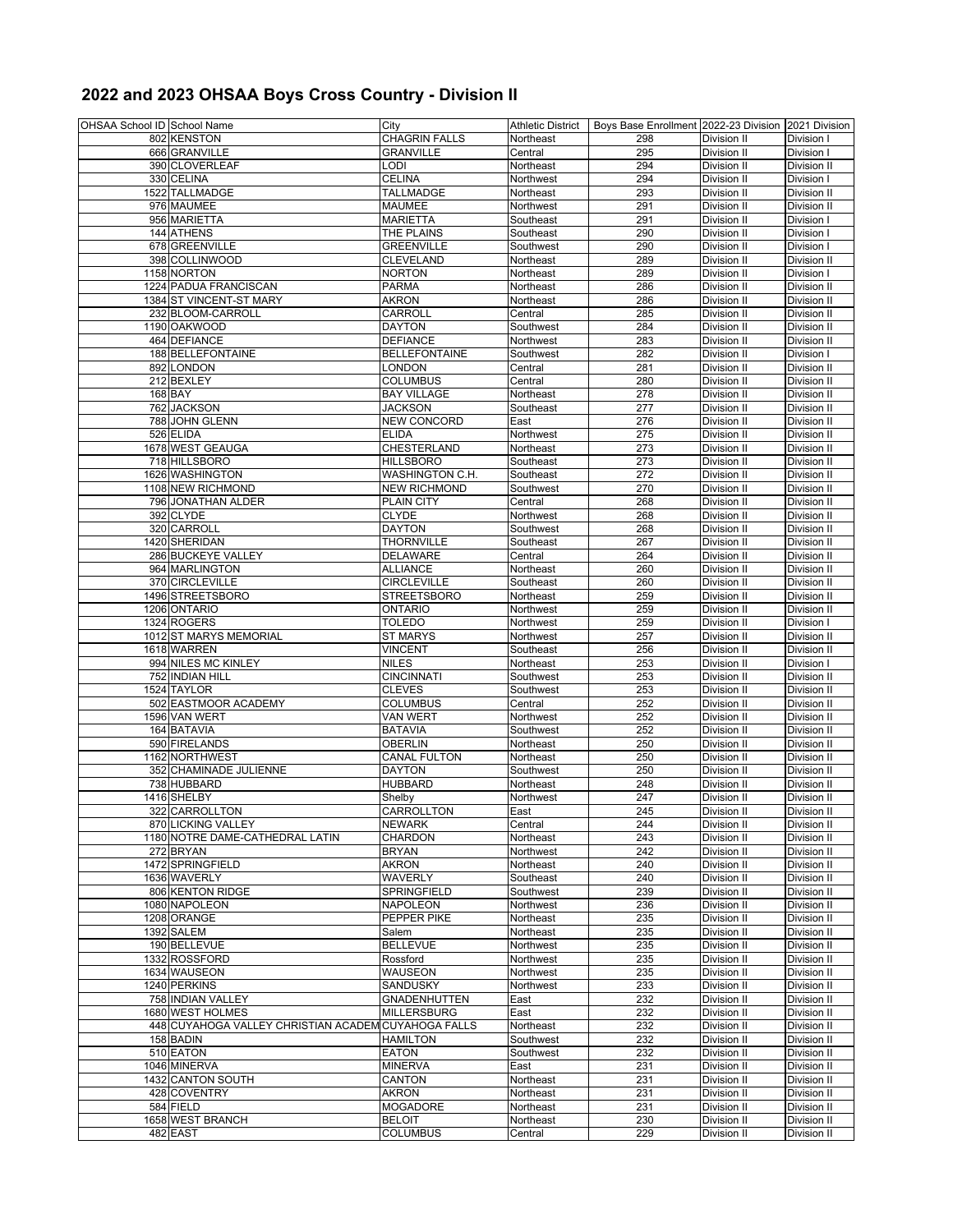## 2022 and 2023 OHSAA Boys Cross Country - Division II

| OHSAA School ID | School Name | City | Athletic District | Boys Base Enrollment | 2022-23 Division | 2021 Division |
|---|---|---|---|---|---|---|
| 802 | KENSTON | CHAGRIN FALLS | Northeast | 298 | Division II | Division I |
| 666 | GRANVILLE | GRANVILLE | Central | 295 | Division II | Division I |
| 390 | CLOVERLEAF | LODI | Northeast | 294 | Division II | Division II |
| 330 | CELINA | CELINA | Northwest | 294 | Division II | Division I |
| 1522 | TALLMADGE | TALLMADGE | Northeast | 293 | Division II | Division II |
| 976 | MAUMEE | MAUMEE | Northwest | 291 | Division II | Division II |
| 956 | MARIETTA | MARIETTA | Southeast | 291 | Division II | Division I |
| 144 | ATHENS | THE PLAINS | Southeast | 290 | Division II | Division I |
| 678 | GREENVILLE | GREENVILLE | Southwest | 290 | Division II | Division I |
| 398 | COLLINWOOD | CLEVELAND | Northeast | 289 | Division II | Division II |
| 1158 | NORTON | NORTON | Northeast | 289 | Division II | Division I |
| 1224 | PADUA FRANCISCAN | PARMA | Northeast | 286 | Division II | Division II |
| 1384 | ST VINCENT-ST MARY | AKRON | Northeast | 286 | Division II | Division II |
| 232 | BLOOM-CARROLL | CARROLL | Central | 285 | Division II | Division II |
| 1190 | OAKWOOD | DAYTON | Southwest | 284 | Division II | Division II |
| 464 | DEFIANCE | DEFIANCE | Northwest | 283 | Division II | Division II |
| 188 | BELLEFONTAINE | BELLEFONTAINE | Southwest | 282 | Division II | Division I |
| 892 | LONDON | LONDON | Central | 281 | Division II | Division II |
| 212 | BEXLEY | COLUMBUS | Central | 280 | Division II | Division II |
| 168 | BAY | BAY VILLAGE | Northeast | 278 | Division II | Division II |
| 762 | JACKSON | JACKSON | Southeast | 277 | Division II | Division II |
| 788 | JOHN GLENN | NEW CONCORD | East | 276 | Division II | Division II |
| 526 | ELIDA | ELIDA | Northwest | 275 | Division II | Division II |
| 1678 | WEST GEAUGA | CHESTERLAND | Northeast | 273 | Division II | Division II |
| 718 | HILLSBORO | HILLSBORO | Southeast | 273 | Division II | Division II |
| 1626 | WASHINGTON | WASHINGTON C.H. | Southeast | 272 | Division II | Division II |
| 1108 | NEW RICHMOND | NEW RICHMOND | Southwest | 270 | Division II | Division II |
| 796 | JONATHAN ALDER | PLAIN CITY | Central | 268 | Division II | Division II |
| 392 | CLYDE | CLYDE | Northwest | 268 | Division II | Division II |
| 320 | CARROLL | DAYTON | Southwest | 268 | Division II | Division II |
| 1420 | SHERIDAN | THORNVILLE | Southeast | 267 | Division II | Division II |
| 286 | BUCKEYE VALLEY | DELAWARE | Central | 264 | Division II | Division II |
| 964 | MARLINGTON | ALLIANCE | Northeast | 260 | Division II | Division II |
| 370 | CIRCLEVILLE | CIRCLEVILLE | Southeast | 260 | Division II | Division II |
| 1496 | STREETSBORO | STREETSBORO | Northeast | 259 | Division II | Division II |
| 1206 | ONTARIO | ONTARIO | Northwest | 259 | Division II | Division II |
| 1324 | ROGERS | TOLEDO | Northwest | 259 | Division II | Division I |
| 1012 | ST MARYS MEMORIAL | ST MARYS | Northwest | 257 | Division II | Division II |
| 1618 | WARREN | VINCENT | Southeast | 256 | Division II | Division II |
| 994 | NILES MC KINLEY | NILES | Northeast | 253 | Division II | Division I |
| 752 | INDIAN HILL | CINCINNATI | Southwest | 253 | Division II | Division II |
| 1524 | TAYLOR | CLEVES | Southwest | 253 | Division II | Division II |
| 502 | EASTMOOR ACADEMY | COLUMBUS | Central | 252 | Division II | Division II |
| 1596 | VAN WERT | VAN WERT | Northwest | 252 | Division II | Division II |
| 164 | BATAVIA | BATAVIA | Southwest | 252 | Division II | Division II |
| 590 | FIRELANDS | OBERLIN | Northeast | 250 | Division II | Division II |
| 1162 | NORTHWEST | CANAL FULTON | Northeast | 250 | Division II | Division II |
| 352 | CHAMINADE JULIENNE | DAYTON | Southwest | 250 | Division II | Division II |
| 738 | HUBBARD | HUBBARD | Northeast | 248 | Division II | Division II |
| 1416 | SHELBY | Shelby | Northwest | 247 | Division II | Division II |
| 322 | CARROLLTON | CARROLLTON | East | 245 | Division II | Division II |
| 870 | LICKING VALLEY | NEWARK | Central | 244 | Division II | Division II |
| 1180 | NOTRE DAME-CATHEDRAL LATIN | CHARDON | Northeast | 243 | Division II | Division II |
| 272 | BRYAN | BRYAN | Northwest | 242 | Division II | Division II |
| 1472 | SPRINGFIELD | AKRON | Northeast | 240 | Division II | Division II |
| 1636 | WAVERLY | WAVERLY | Southeast | 240 | Division II | Division II |
| 806 | KENTON RIDGE | SPRINGFIELD | Southwest | 239 | Division II | Division II |
| 1080 | NAPOLEON | NAPOLEON | Northwest | 236 | Division II | Division II |
| 1208 | ORANGE | PEPPER PIKE | Northeast | 235 | Division II | Division II |
| 1392 | SALEM | Salem | Northeast | 235 | Division II | Division II |
| 190 | BELLEVUE | BELLEVUE | Northwest | 235 | Division II | Division II |
| 1332 | ROSSFORD | Rossford | Northwest | 235 | Division II | Division II |
| 1634 | WAUSEON | WAUSEON | Northwest | 235 | Division II | Division II |
| 1240 | PERKINS | SANDUSKY | Northwest | 233 | Division II | Division II |
| 758 | INDIAN VALLEY | GNADENHUTTEN | East | 232 | Division II | Division II |
| 1680 | WEST HOLMES | MILLERSBURG | East | 232 | Division II | Division II |
| 448 | CUYAHOGA VALLEY CHRISTIAN ACADEM | CUYAHOGA FALLS | Northeast | 232 | Division II | Division II |
| 158 | BADIN | HAMILTON | Southwest | 232 | Division II | Division II |
| 510 | EATON | EATON | Southwest | 232 | Division II | Division II |
| 1046 | MINERVA | MINERVA | East | 231 | Division II | Division II |
| 1432 | CANTON SOUTH | CANTON | Northeast | 231 | Division II | Division II |
| 428 | COVENTRY | AKRON | Northeast | 231 | Division II | Division II |
| 584 | FIELD | MOGADORE | Northeast | 231 | Division II | Division II |
| 1658 | WEST BRANCH | BELOIT | Northeast | 230 | Division II | Division II |
| 482 | EAST | COLUMBUS | Central | 229 | Division II | Division II |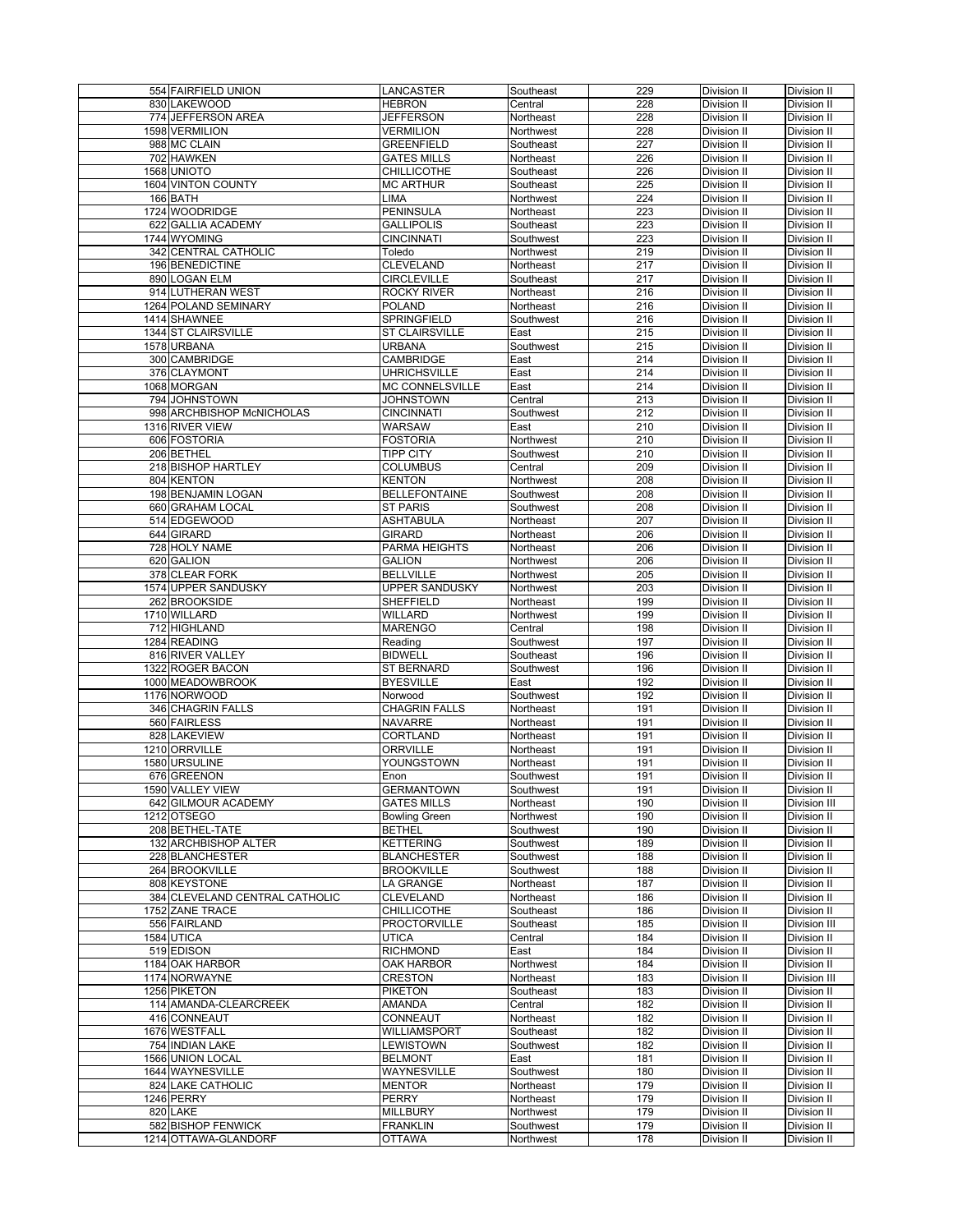| | | | | | |
|---|---|---|---|---|---|
| 554 FAIRFIELD UNION | LANCASTER | Southeast | 229 | Division II | Division II |
| 830 LAKEWOOD | HEBRON | Central | 228 | Division II | Division II |
| 774 JEFFERSON AREA | JEFFERSON | Northeast | 228 | Division II | Division II |
| 1598 VERMILION | VERMILION | Northwest | 228 | Division II | Division II |
| 988 MC CLAIN | GREENFIELD | Southeast | 227 | Division II | Division II |
| 702 HAWKEN | GATES MILLS | Northeast | 226 | Division II | Division II |
| 1568 UNIOTO | CHILLICOTHE | Southeast | 226 | Division II | Division II |
| 1604 VINTON COUNTY | MC ARTHUR | Southeast | 225 | Division II | Division II |
| 166 BATH | LIMA | Northwest | 224 | Division II | Division II |
| 1724 WOODRIDGE | PENINSULA | Northeast | 223 | Division II | Division II |
| 622 GALLIA ACADEMY | GALLIPOLIS | Southeast | 223 | Division II | Division II |
| 1744 WYOMING | CINCINNATI | Southwest | 223 | Division II | Division II |
| 342 CENTRAL CATHOLIC | Toledo | Northwest | 219 | Division II | Division II |
| 196 BENEDICTINE | CLEVELAND | Northeast | 217 | Division II | Division II |
| 890 LOGAN ELM | CIRCLEVILLE | Southeast | 217 | Division II | Division II |
| 914 LUTHERAN WEST | ROCKY RIVER | Northeast | 216 | Division II | Division II |
| 1264 POLAND SEMINARY | POLAND | Northeast | 216 | Division II | Division II |
| 1414 SHAWNEE | SPRINGFIELD | Southwest | 216 | Division II | Division II |
| 1344 ST CLAIRSVILLE | ST CLAIRSVILLE | East | 215 | Division II | Division II |
| 1578 URBANA | URBANA | Southwest | 215 | Division II | Division II |
| 300 CAMBRIDGE | CAMBRIDGE | East | 214 | Division II | Division II |
| 376 CLAYMONT | UHRICHSVILLE | East | 214 | Division II | Division II |
| 1068 MORGAN | MC CONNELSVILLE | East | 214 | Division II | Division II |
| 794 JOHNSTOWN | JOHNSTOWN | Central | 213 | Division II | Division II |
| 998 ARCHBISHOP McNICHOLAS | CINCINNATI | Southwest | 212 | Division II | Division II |
| 1316 RIVER VIEW | WARSAW | East | 210 | Division II | Division II |
| 606 FOSTORIA | FOSTORIA | Northwest | 210 | Division II | Division II |
| 206 BETHEL | TIPP CITY | Southwest | 210 | Division II | Division II |
| 218 BISHOP HARTLEY | COLUMBUS | Central | 209 | Division II | Division II |
| 804 KENTON | KENTON | Northwest | 208 | Division II | Division II |
| 198 BENJAMIN LOGAN | BELLEFONTAINE | Southwest | 208 | Division II | Division II |
| 660 GRAHAM LOCAL | ST PARIS | Southwest | 208 | Division II | Division II |
| 514 EDGEWOOD | ASHTABULA | Northeast | 207 | Division II | Division II |
| 644 GIRARD | GIRARD | Northeast | 206 | Division II | Division II |
| 728 HOLY NAME | PARMA HEIGHTS | Northeast | 206 | Division II | Division II |
| 620 GALION | GALION | Northwest | 206 | Division II | Division II |
| 378 CLEAR FORK | BELLVILLE | Northwest | 205 | Division II | Division II |
| 1574 UPPER SANDUSKY | UPPER SANDUSKY | Northwest | 203 | Division II | Division II |
| 262 BROOKSIDE | SHEFFIELD | Northeast | 199 | Division II | Division II |
| 1710 WILLARD | WILLARD | Northwest | 199 | Division II | Division II |
| 712 HIGHLAND | MARENGO | Central | 198 | Division II | Division II |
| 1284 READING | Reading | Southwest | 197 | Division II | Division II |
| 816 RIVER VALLEY | BIDWELL | Southeast | 196 | Division II | Division II |
| 1322 ROGER BACON | ST BERNARD | Southwest | 196 | Division II | Division II |
| 1000 MEADOWBROOK | BYESVILLE | East | 192 | Division II | Division II |
| 1176 NORWOOD | Norwood | Southwest | 192 | Division II | Division II |
| 346 CHAGRIN FALLS | CHAGRIN FALLS | Northeast | 191 | Division II | Division II |
| 560 FAIRLESS | NAVARRE | Northeast | 191 | Division II | Division II |
| 828 LAKEVIEW | CORTLAND | Northeast | 191 | Division II | Division II |
| 1210 ORRVILLE | ORRVILLE | Northeast | 191 | Division II | Division II |
| 1580 URSULINE | YOUNGSTOWN | Northeast | 191 | Division II | Division II |
| 676 GREENON | Enon | Southwest | 191 | Division II | Division II |
| 1590 VALLEY VIEW | GERMANTOWN | Southwest | 191 | Division II | Division II |
| 642 GILMOUR ACADEMY | GATES MILLS | Northeast | 190 | Division II | Division III |
| 1212 OTSEGO | Bowling Green | Northwest | 190 | Division II | Division II |
| 208 BETHEL-TATE | BETHEL | Southwest | 190 | Division II | Division II |
| 132 ARCHBISHOP ALTER | KETTERING | Southwest | 189 | Division II | Division II |
| 228 BLANCHESTER | BLANCHESTER | Southwest | 188 | Division II | Division II |
| 264 BROOKVILLE | BROOKVILLE | Southwest | 188 | Division II | Division II |
| 808 KEYSTONE | LA GRANGE | Northeast | 187 | Division II | Division II |
| 384 CLEVELAND CENTRAL CATHOLIC | CLEVELAND | Northeast | 186 | Division II | Division II |
| 1752 ZANE TRACE | CHILLICOTHE | Southeast | 186 | Division II | Division II |
| 556 FAIRLAND | PROCTORVILLE | Southeast | 185 | Division II | Division III |
| 1584 UTICA | UTICA | Central | 184 | Division II | Division II |
| 519 EDISON | RICHMOND | East | 184 | Division II | Division II |
| 1184 OAK HARBOR | OAK HARBOR | Northwest | 184 | Division II | Division II |
| 1174 NORWAYNE | CRESTON | Northeast | 183 | Division II | Division III |
| 1256 PIKETON | PIKETON | Southeast | 183 | Division II | Division II |
| 114 AMANDA-CLEARCREEK | AMANDA | Central | 182 | Division II | Division II |
| 416 CONNEAUT | CONNEAUT | Northeast | 182 | Division II | Division II |
| 1676 WESTFALL | WILLIAMSPORT | Southeast | 182 | Division II | Division II |
| 754 INDIAN LAKE | LEWISTOWN | Southwest | 182 | Division II | Division II |
| 1566 UNION LOCAL | BELMONT | East | 181 | Division II | Division II |
| 1644 WAYNESVILLE | WAYNESVILLE | Southwest | 180 | Division II | Division II |
| 824 LAKE CATHOLIC | MENTOR | Northeast | 179 | Division II | Division II |
| 1246 PERRY | PERRY | Northeast | 179 | Division II | Division II |
| 820 LAKE | MILLBURY | Northwest | 179 | Division II | Division II |
| 582 BISHOP FENWICK | FRANKLIN | Southwest | 179 | Division II | Division II |
| 1214 OTTAWA-GLANDORF | OTTAWA | Northwest | 178 | Division II | Division II |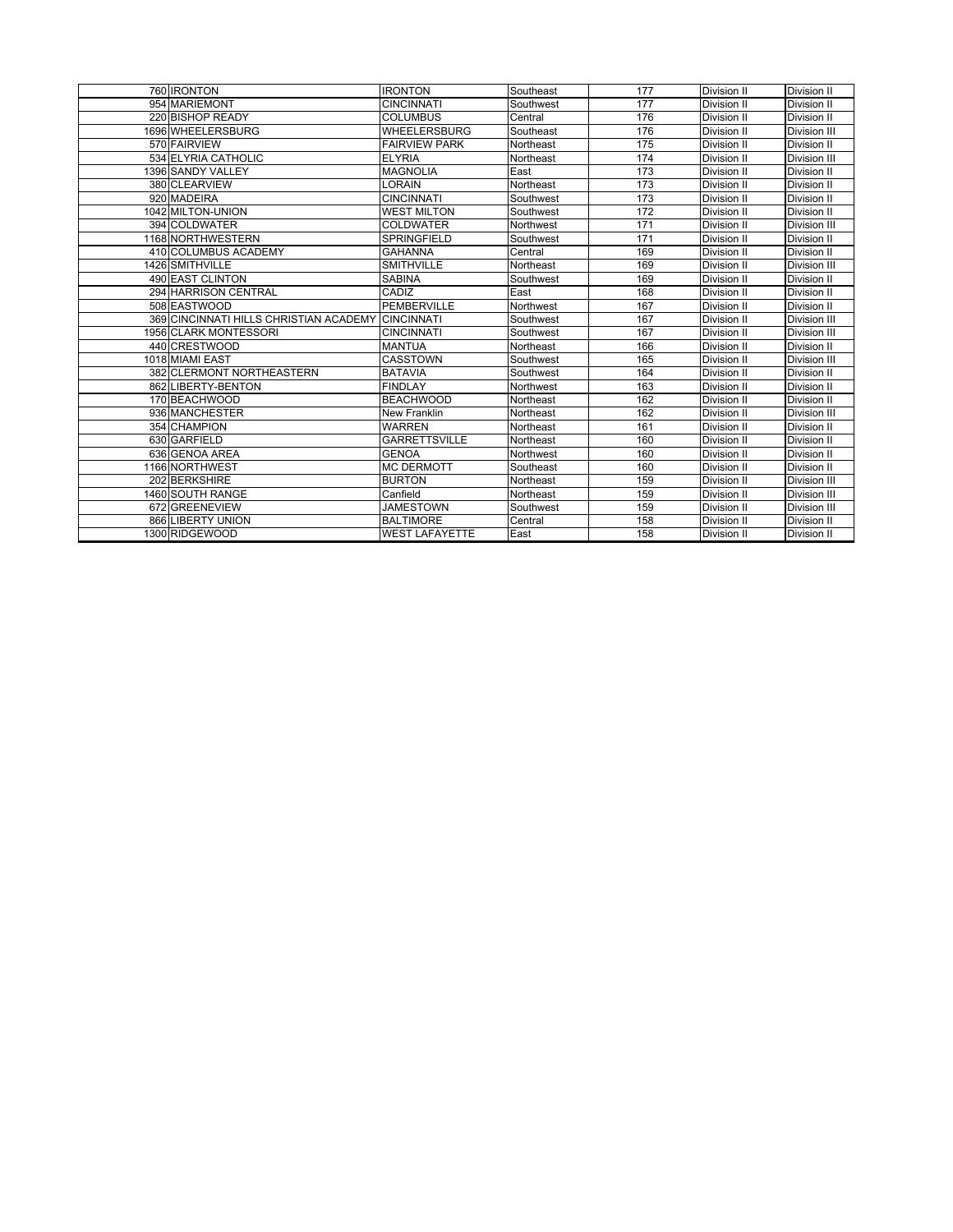| | | | | | | |
|---|---|---|---|---|---|---|
| 760 | IRONTON | IRONTON | Southeast | 177 | Division II | Division II |
| 954 | MARIEMONT | CINCINNATI | Southwest | 177 | Division II | Division II |
| 220 | BISHOP READY | COLUMBUS | Central | 176 | Division II | Division II |
| 1696 | WHEELERSBURG | WHEELERSBURG | Southeast | 176 | Division II | Division III |
| 570 | FAIRVIEW | FAIRVIEW PARK | Northeast | 175 | Division II | Division II |
| 534 | ELYRIA CATHOLIC | ELYRIA | Northeast | 174 | Division II | Division III |
| 1396 | SANDY VALLEY | MAGNOLIA | East | 173 | Division II | Division II |
| 380 | CLEARVIEW | LORAIN | Northeast | 173 | Division II | Division II |
| 920 | MADEIRA | CINCINNATI | Southwest | 173 | Division II | Division II |
| 1042 | MILTON-UNION | WEST MILTON | Southwest | 172 | Division II | Division II |
| 394 | COLDWATER | COLDWATER | Northwest | 171 | Division II | Division III |
| 1168 | NORTHWESTERN | SPRINGFIELD | Southwest | 171 | Division II | Division II |
| 410 | COLUMBUS ACADEMY | GAHANNA | Central | 169 | Division II | Division II |
| 1426 | SMITHVILLE | SMITHVILLE | Northeast | 169 | Division II | Division III |
| 490 | EAST CLINTON | SABINA | Southwest | 169 | Division II | Division II |
| 294 | HARRISON CENTRAL | CADIZ | East | 168 | Division II | Division II |
| 508 | EASTWOOD | PEMBERVILLE | Northwest | 167 | Division II | Division II |
| 369 | CINCINNATI HILLS CHRISTIAN ACADEMY | CINCINNATI | Southwest | 167 | Division II | Division III |
| 1956 | CLARK MONTESSORI | CINCINNATI | Southwest | 167 | Division II | Division III |
| 440 | CRESTWOOD | MANTUA | Northeast | 166 | Division II | Division II |
| 1018 | MIAMI EAST | CASSTOWN | Southwest | 165 | Division II | Division III |
| 382 | CLERMONT NORTHEASTERN | BATAVIA | Southwest | 164 | Division II | Division II |
| 862 | LIBERTY-BENTON | FINDLAY | Northwest | 163 | Division II | Division II |
| 170 | BEACHWOOD | BEACHWOOD | Northeast | 162 | Division II | Division II |
| 936 | MANCHESTER | New Franklin | Northeast | 162 | Division II | Division III |
| 354 | CHAMPION | WARREN | Northeast | 161 | Division II | Division II |
| 630 | GARFIELD | GARRETTSVILLE | Northeast | 160 | Division II | Division II |
| 636 | GENOA AREA | GENOA | Northwest | 160 | Division II | Division II |
| 1166 | NORTHWEST | MC DERMOTT | Southeast | 160 | Division II | Division II |
| 202 | BERKSHIRE | BURTON | Northeast | 159 | Division II | Division III |
| 1460 | SOUTH RANGE | Canfield | Northeast | 159 | Division II | Division III |
| 672 | GREENEVIEW | JAMESTOWN | Southwest | 159 | Division II | Division III |
| 866 | LIBERTY UNION | BALTIMORE | Central | 158 | Division II | Division II |
| 1300 | RIDGEWOOD | WEST LAFAYETTE | East | 158 | Division II | Division II |